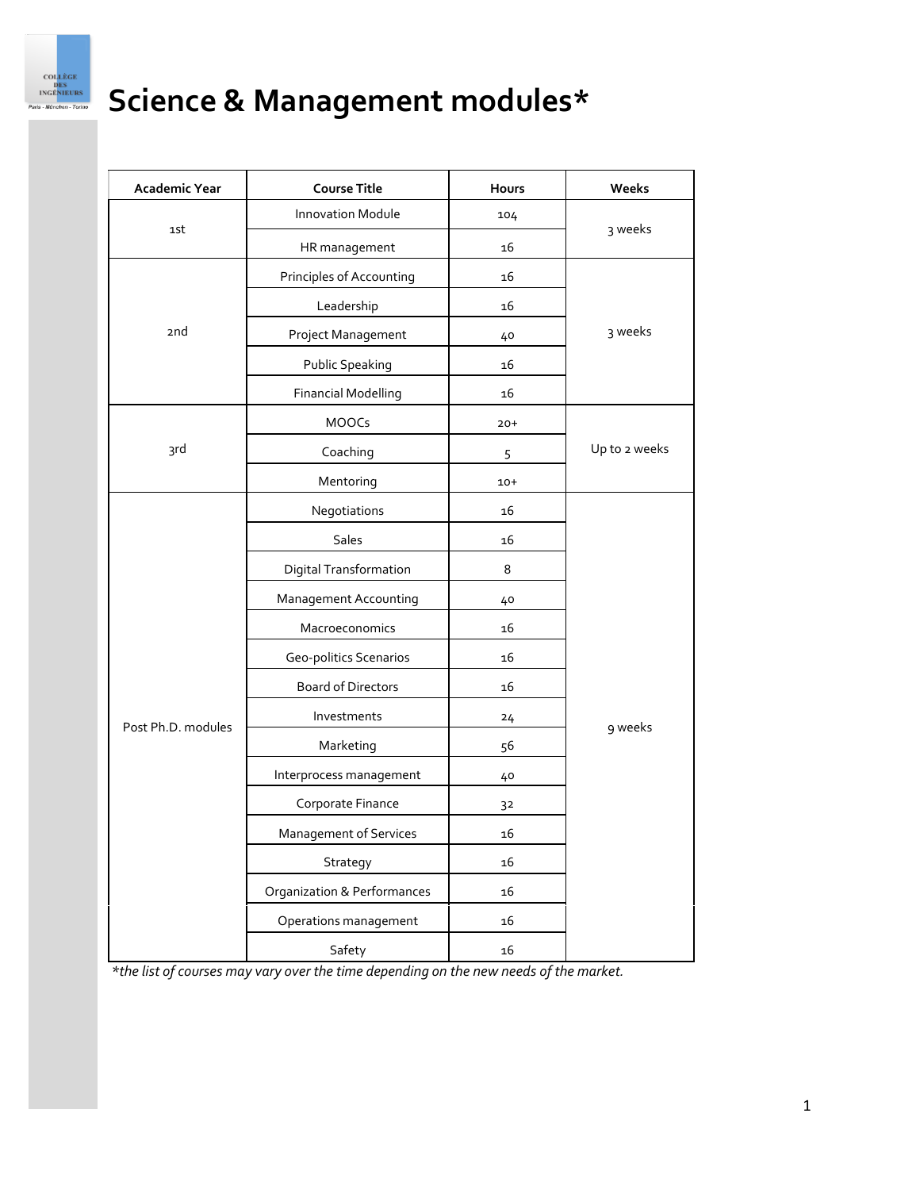# Science & Management modules*

| Academic Year | Course Title | Hours | Weeks |
|---|---|---|---|
| 1st | Innovation Module | 104 | 3 weeks |
| | HR management | 16 | |
| 2nd | Principles of Accounting | 16 | 3 weeks |
| | Leadership | 16 | |
| | Project Management | 40 | |
| | Public Speaking | 16 | |
| | Financial Modelling | 16 | |
| 3rd | MOOCs | 20+ | Up to 2 weeks |
| | Coaching | 5 | |
| | Mentoring | 10+ | |
| Post Ph.D. modules | Negotiations | 16 | 9 weeks |
| | Sales | 16 | |
| | Digital Transformation | 8 | |
| | Management Accounting | 40 | |
| | Macroeconomics | 16 | |
| | Geo-politics Scenarios | 16 | |
| | Board of Directors | 16 | |
| | Investments | 24 | |
| | Marketing | 56 | |
| | Interprocess management | 40 | |
| | Corporate Finance | 32 | |
| | Management of Services | 16 | |
| | Strategy | 16 | |
| | Organization & Performances | 16 | |
| | Operations management | 16 | |
| | Safety | 16 | |

*\*the list of courses may vary over the time depending on the new needs of the market.*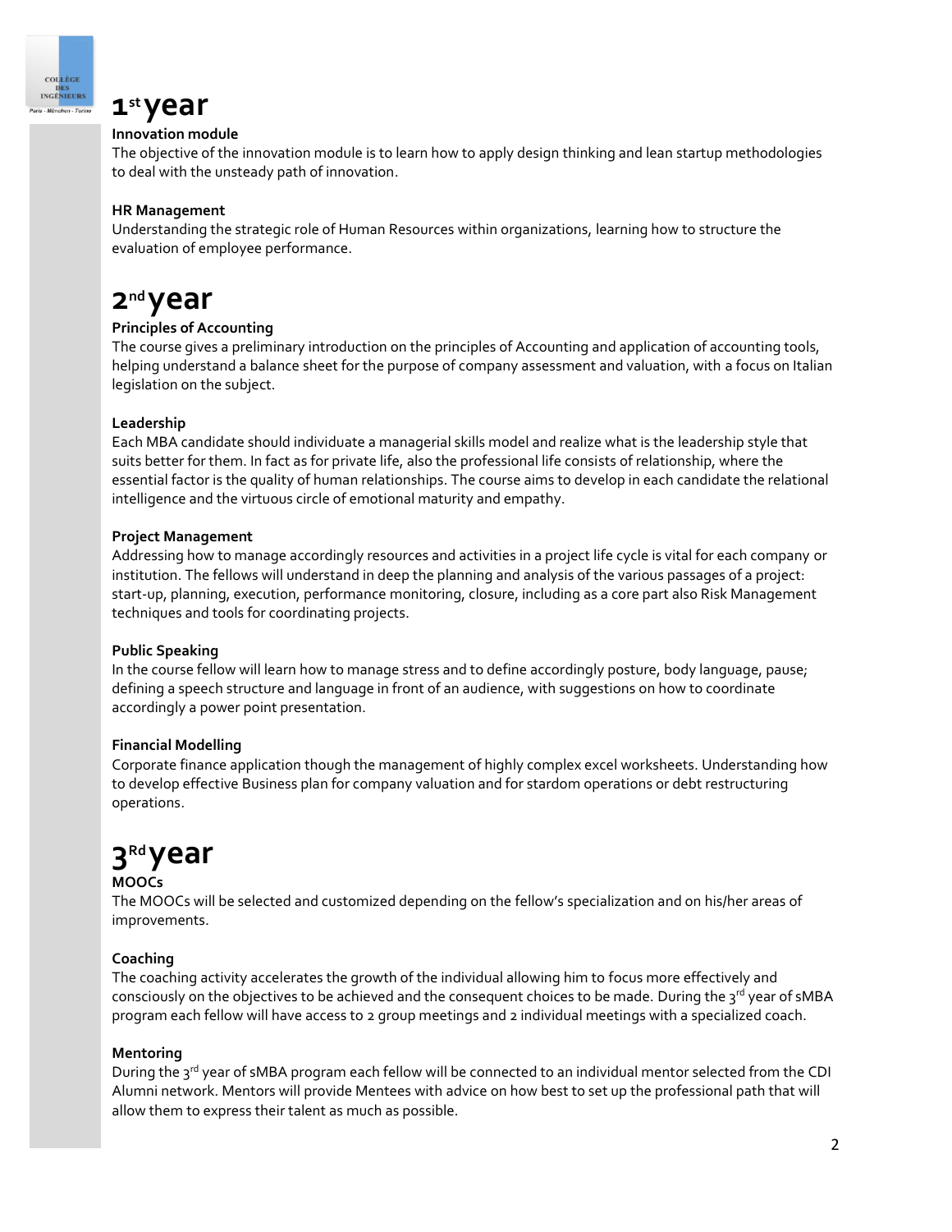# 1st year

**Innovation module**

The objective of the innovation module is to learn how to apply design thinking and lean startup methodologies to deal with the unsteady path of innovation.

**HR Management**

Understanding the strategic role of Human Resources within organizations, learning how to structure the evaluation of employee performance.

# 2nd year

**Principles of Accounting**

The course gives a preliminary introduction on the principles of Accounting and application of accounting tools, helping understand a balance sheet for the purpose of company assessment and valuation, with a focus on Italian legislation on the subject.

**Leadership**

Each MBA candidate should individuate a managerial skills model and realize what is the leadership style that suits better for them. In fact as for private life, also the professional life consists of relationship, where the essential factor is the quality of human relationships. The course aims to develop in each candidate the relational intelligence and the virtuous circle of emotional maturity and empathy.

**Project Management**

Addressing how to manage accordingly resources and activities in a project life cycle is vital for each company or institution. The fellows will understand in deep the planning and analysis of the various passages of a project: start-up, planning, execution, performance monitoring, closure, including as a core part also Risk Management techniques and tools for coordinating projects.

**Public Speaking**

In the course fellow will learn how to manage stress and to define accordingly posture, body language, pause; defining a speech structure and language in front of an audience, with suggestions on how to coordinate accordingly a power point presentation.

**Financial Modelling**

Corporate finance application though the management of highly complex excel worksheets. Understanding how to develop effective Business plan for company valuation and for stardom operations or debt restructuring operations.

# 3Rd year

**MOOCs**

The MOOCs will be selected and customized depending on the fellow's specialization and on his/her areas of improvements.

**Coaching**

The coaching activity accelerates the growth of the individual allowing him to focus more effectively and consciously on the objectives to be achieved and the consequent choices to be made. During the 3rd year of sMBA program each fellow will have access to 2 group meetings and 2 individual meetings with a specialized coach.

**Mentoring**

During the 3rd year of sMBA program each fellow will be connected to an individual mentor selected from the CDI Alumni network. Mentors will provide Mentees with advice on how best to set up the professional path that will allow them to express their talent as much as possible.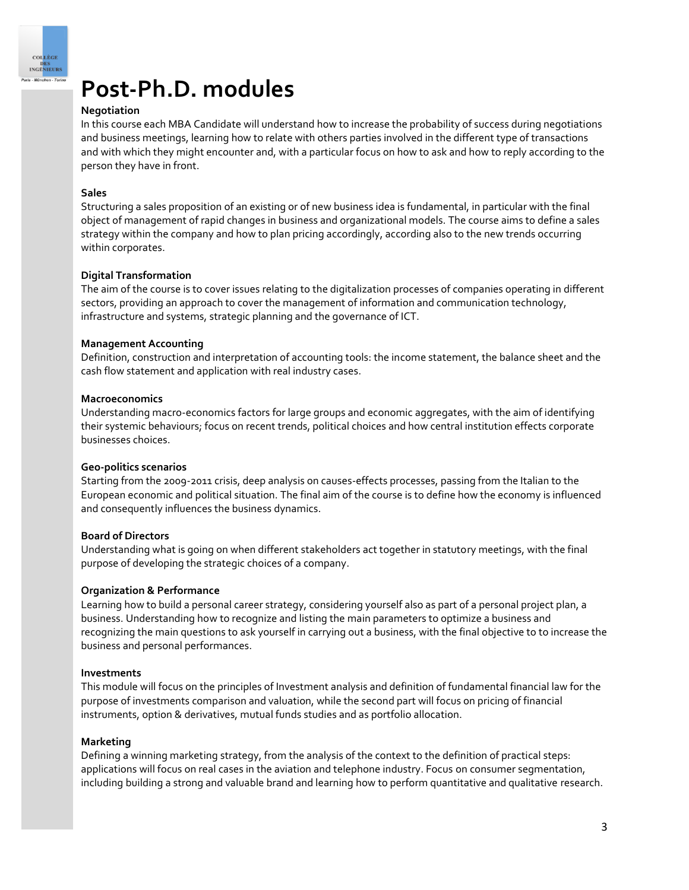# Post-Ph.D. modules

**Negotiation**

In this course each MBA Candidate will understand how to increase the probability of success during negotiations and business meetings, learning how to relate with others parties involved in the different type of transactions and with which they might encounter and, with a particular focus on how to ask and how to reply according to the person they have in front.

**Sales**

Structuring a sales proposition of an existing or of new business idea is fundamental, in particular with the final object of management of rapid changes in business and organizational models. The course aims to define a sales strategy within the company and how to plan pricing accordingly, according also to the new trends occurring within corporates.

**Digital Transformation**

The aim of the course is to cover issues relating to the digitalization processes of companies operating in different sectors, providing an approach to cover the management of information and communication technology, infrastructure and systems, strategic planning and the governance of ICT.

**Management Accounting**

Definition, construction and interpretation of accounting tools: the income statement, the balance sheet and the cash flow statement and application with real industry cases.

**Macroeconomics**

Understanding macro-economics factors for large groups and economic aggregates, with the aim of identifying their systemic behaviours; focus on recent trends, political choices and how central institution effects corporate businesses choices.

**Geo-politics scenarios**

Starting from the 2009-2011 crisis, deep analysis on causes-effects processes, passing from the Italian to the European economic and political situation. The final aim of the course is to define how the economy is influenced and consequently influences the business dynamics.

**Board of Directors**

Understanding what is going on when different stakeholders act together in statutory meetings, with the final purpose of developing the strategic choices of a company.

**Organization & Performance**

Learning how to build a personal career strategy, considering yourself also as part of a personal project plan, a business. Understanding how to recognize and listing the main parameters to optimize a business and recognizing the main questions to ask yourself in carrying out a business, with the final objective to to increase the business and personal performances.

**Investments**

This module will focus on the principles of Investment analysis and definition of fundamental financial law for the purpose of investments comparison and valuation, while the second part will focus on pricing of financial instruments, option & derivatives, mutual funds studies and as portfolio allocation.

**Marketing**

Defining a winning marketing strategy, from the analysis of the context to the definition of practical steps: applications will focus on real cases in the aviation and telephone industry. Focus on consumer segmentation, including building a strong and valuable brand and learning how to perform quantitative and qualitative research.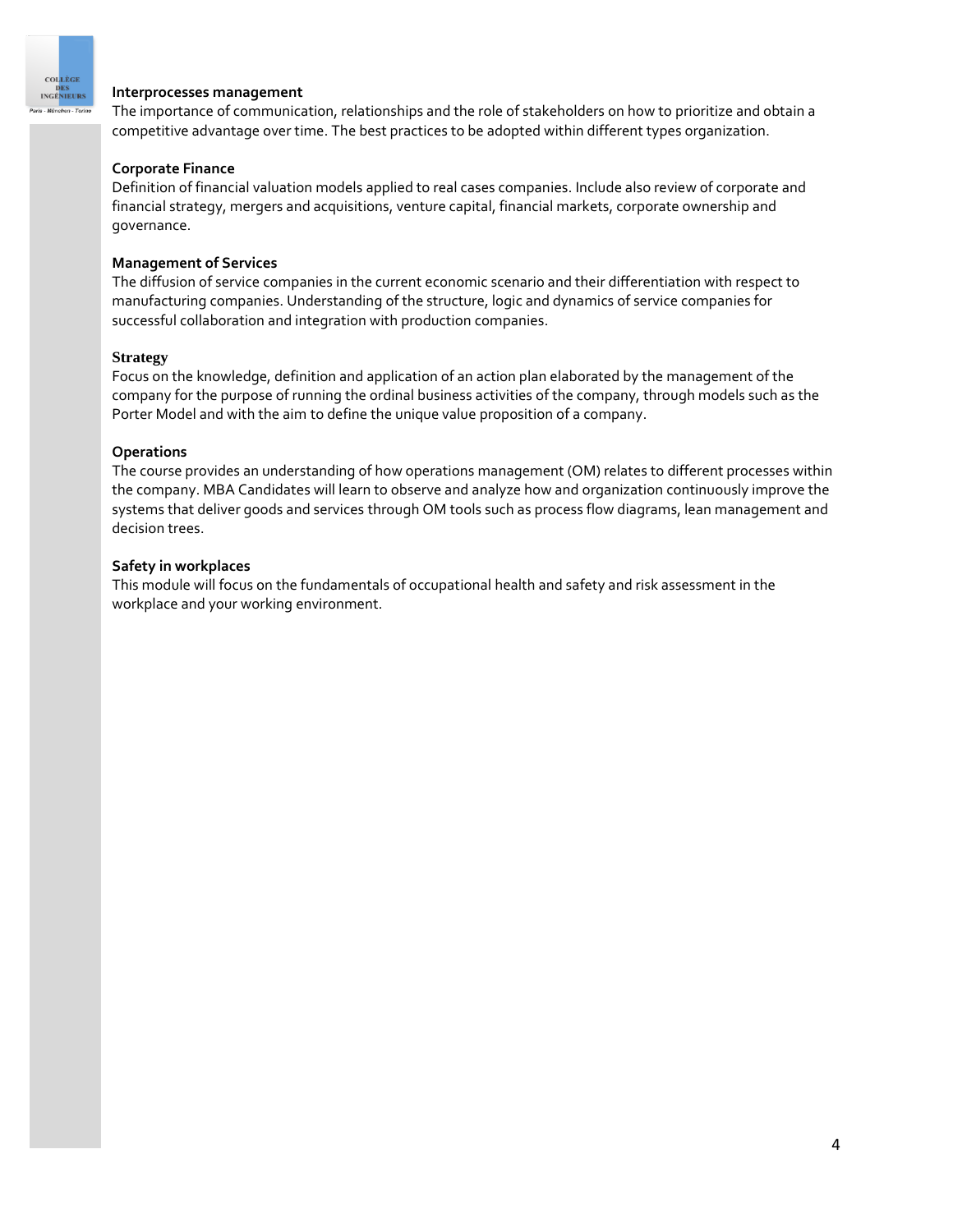**Interprocesses management**
The importance of communication, relationships and the role of stakeholders on how to prioritize and obtain a competitive advantage over time. The best practices to be adopted within different types organization.

**Corporate Finance**
Definition of financial valuation models applied to real cases companies. Include also review of corporate and financial strategy, mergers and acquisitions, venture capital, financial markets, corporate ownership and governance.

**Management of Services**
The diffusion of service companies in the current economic scenario and their differentiation with respect to manufacturing companies. Understanding of the structure, logic and dynamics of service companies for successful collaboration and integration with production companies.

**Strategy**
Focus on the knowledge, definition and application of an action plan elaborated by the management of the company for the purpose of running the ordinal business activities of the company, through models such as the Porter Model and with the aim to define the unique value proposition of a company.

**Operations**
The course provides an understanding of how operations management (OM) relates to different processes within the company. MBA Candidates will learn to observe and analyze how and organization continuously improve the systems that deliver goods and services through OM tools such as process flow diagrams, lean management and decision trees.

**Safety in workplaces**
This module will focus on the fundamentals of occupational health and safety and risk assessment in the workplace and your working environment.